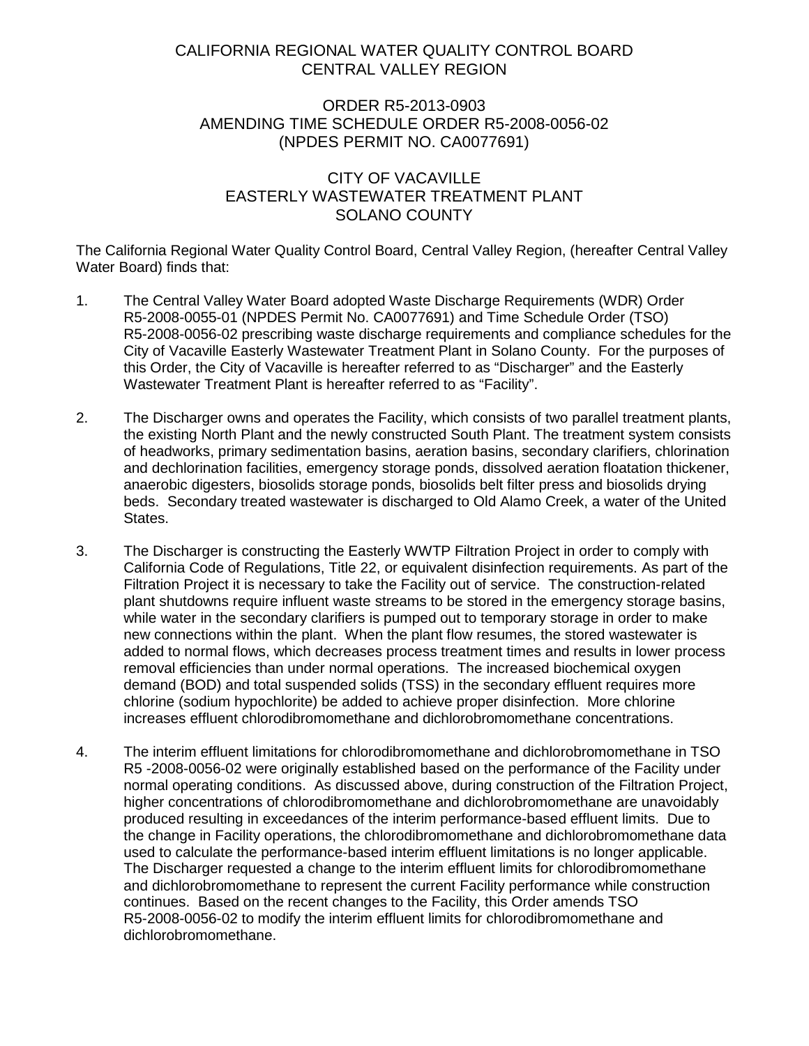# CALIFORNIA REGIONAL WATER QUALITY CONTROL BOARD
# CENTRAL VALLEY REGION

## ORDER R5-2013-0903
## AMENDING TIME SCHEDULE ORDER R5-2008-0056-02
## (NPDES PERMIT NO. CA0077691)

## CITY OF VACAVILLE
## EASTERLY WASTEWATER TREATMENT PLANT
## SOLANO COUNTY

The California Regional Water Quality Control Board, Central Valley Region, (hereafter Central Valley Water Board) finds that:

1. The Central Valley Water Board adopted Waste Discharge Requirements (WDR) Order R5-2008-0055-01 (NPDES Permit No. CA0077691) and Time Schedule Order (TSO) R5-2008-0056-02 prescribing waste discharge requirements and compliance schedules for the City of Vacaville Easterly Wastewater Treatment Plant in Solano County. For the purposes of this Order, the City of Vacaville is hereafter referred to as "Discharger" and the Easterly Wastewater Treatment Plant is hereafter referred to as "Facility".

2. The Discharger owns and operates the Facility, which consists of two parallel treatment plants, the existing North Plant and the newly constructed South Plant. The treatment system consists of headworks, primary sedimentation basins, aeration basins, secondary clarifiers, chlorination and dechlorination facilities, emergency storage ponds, dissolved aeration floatation thickener, anaerobic digesters, biosolids storage ponds, biosolids belt filter press and biosolids drying beds. Secondary treated wastewater is discharged to Old Alamo Creek, a water of the United States.

3. The Discharger is constructing the Easterly WWTP Filtration Project in order to comply with California Code of Regulations, Title 22, or equivalent disinfection requirements. As part of the Filtration Project it is necessary to take the Facility out of service. The construction-related plant shutdowns require influent waste streams to be stored in the emergency storage basins, while water in the secondary clarifiers is pumped out to temporary storage in order to make new connections within the plant. When the plant flow resumes, the stored wastewater is added to normal flows, which decreases process treatment times and results in lower process removal efficiencies than under normal operations. The increased biochemical oxygen demand (BOD) and total suspended solids (TSS) in the secondary effluent requires more chlorine (sodium hypochlorite) be added to achieve proper disinfection. More chlorine increases effluent chlorodibromomethane and dichlorobromomethane concentrations.

4. The interim effluent limitations for chlorodibromomethane and dichlorobromomethane in TSO R5 -2008-0056-02 were originally established based on the performance of the Facility under normal operating conditions. As discussed above, during construction of the Filtration Project, higher concentrations of chlorodibromomethane and dichlorobromomethane are unavoidably produced resulting in exceedances of the interim performance-based effluent limits. Due to the change in Facility operations, the chlorodibromomethane and dichlorobromomethane data used to calculate the performance-based interim effluent limitations is no longer applicable. The Discharger requested a change to the interim effluent limits for chlorodibromomethane and dichlorobromomethane to represent the current Facility performance while construction continues. Based on the recent changes to the Facility, this Order amends TSO R5-2008-0056-02 to modify the interim effluent limits for chlorodibromomethane and dichlorobromomethane.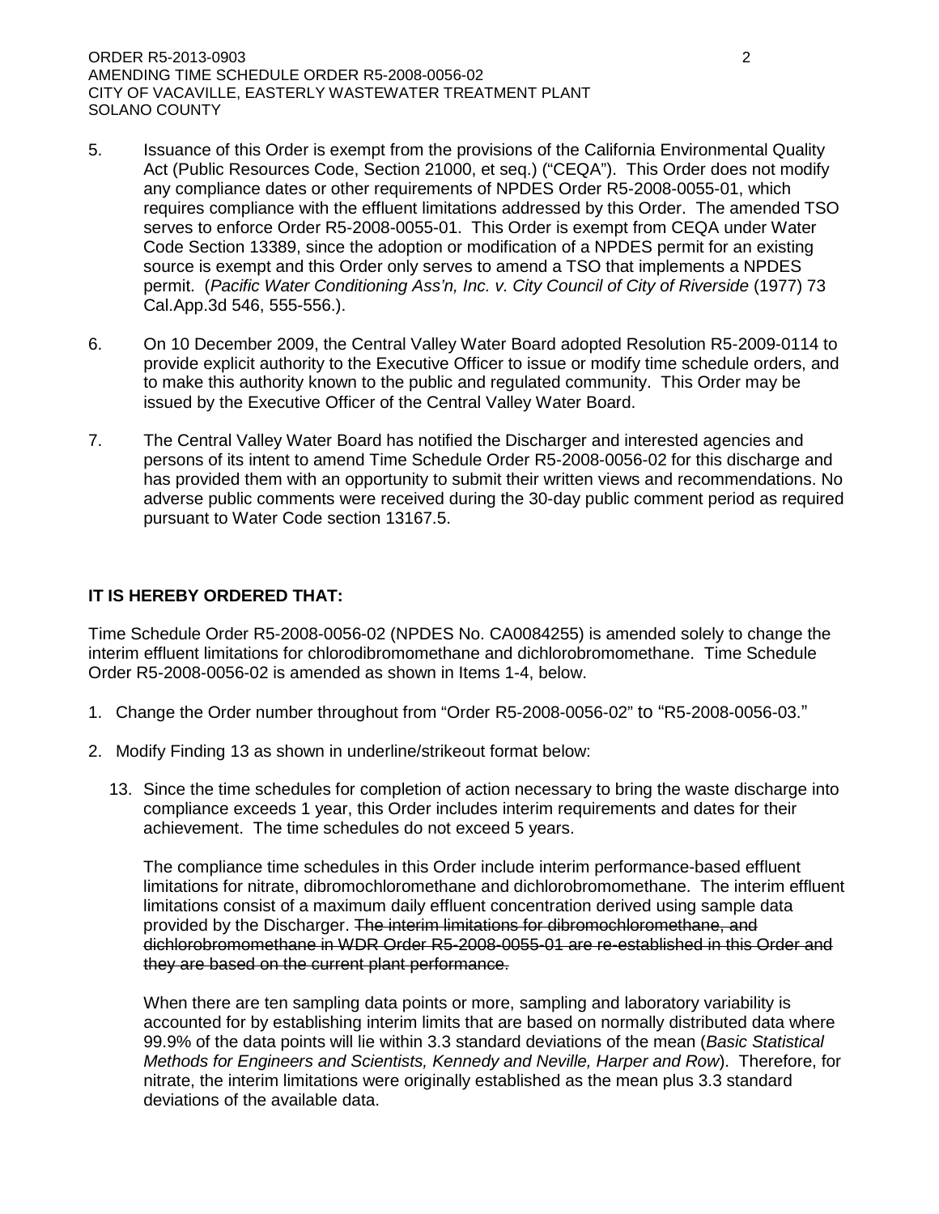5. Issuance of this Order is exempt from the provisions of the California Environmental Quality Act (Public Resources Code, Section 21000, et seq.) ("CEQA"). This Order does not modify any compliance dates or other requirements of NPDES Order R5-2008-0055-01, which requires compliance with the effluent limitations addressed by this Order. The amended TSO serves to enforce Order R5-2008-0055-01. This Order is exempt from CEQA under Water Code Section 13389, since the adoption or modification of a NPDES permit for an existing source is exempt and this Order only serves to amend a TSO that implements a NPDES permit. (*Pacific Water Conditioning Ass'n, Inc. v. City Council of City of Riverside* (1977) 73 Cal.App.3d 546, 555-556.).

6. On 10 December 2009, the Central Valley Water Board adopted Resolution R5-2009-0114 to provide explicit authority to the Executive Officer to issue or modify time schedule orders, and to make this authority known to the public and regulated community. This Order may be issued by the Executive Officer of the Central Valley Water Board.

7. The Central Valley Water Board has notified the Discharger and interested agencies and persons of its intent to amend Time Schedule Order R5-2008-0056-02 for this discharge and has provided them with an opportunity to submit their written views and recommendations. No adverse public comments were received during the 30-day public comment period as required pursuant to Water Code section 13167.5.

**IT IS HEREBY ORDERED THAT:**

Time Schedule Order R5-2008-0056-02 (NPDES No. CA0084255) is amended solely to change the interim effluent limitations for chlorodibromomethane and dichlorobromomethane. Time Schedule Order R5-2008-0056-02 is amended as shown in Items 1-4, below.

1. Change the Order number throughout from "Order R5-2008-0056-02" to "R5-2008-0056-03."

2. Modify Finding 13 as shown in underline/strikeout format below:

   13. Since the time schedules for completion of action necessary to bring the waste discharge into compliance exceeds 1 year, this Order includes interim requirements and dates for their achievement. The time schedules do not exceed 5 years.

   The compliance time schedules in this Order include interim performance-based effluent limitations for nitrate, dibromochloromethane and dichlorobromomethane. The interim effluent limitations consist of a maximum daily effluent concentration derived using sample data provided by the Discharger. ~~The interim limitations for dibromochloromethane, and dichlorobromomethane in WDR Order R5-2008-0055-01 are re-established in this Order and they are based on the current plant performance.~~

   When there are ten sampling data points or more, sampling and laboratory variability is accounted for by establishing interim limits that are based on normally distributed data where 99.9% of the data points will lie within 3.3 standard deviations of the mean (*Basic Statistical Methods for Engineers and Scientists, Kennedy and Neville, Harper and Row*). Therefore, for nitrate, the interim limitations were originally established as the mean plus 3.3 standard deviations of the available data.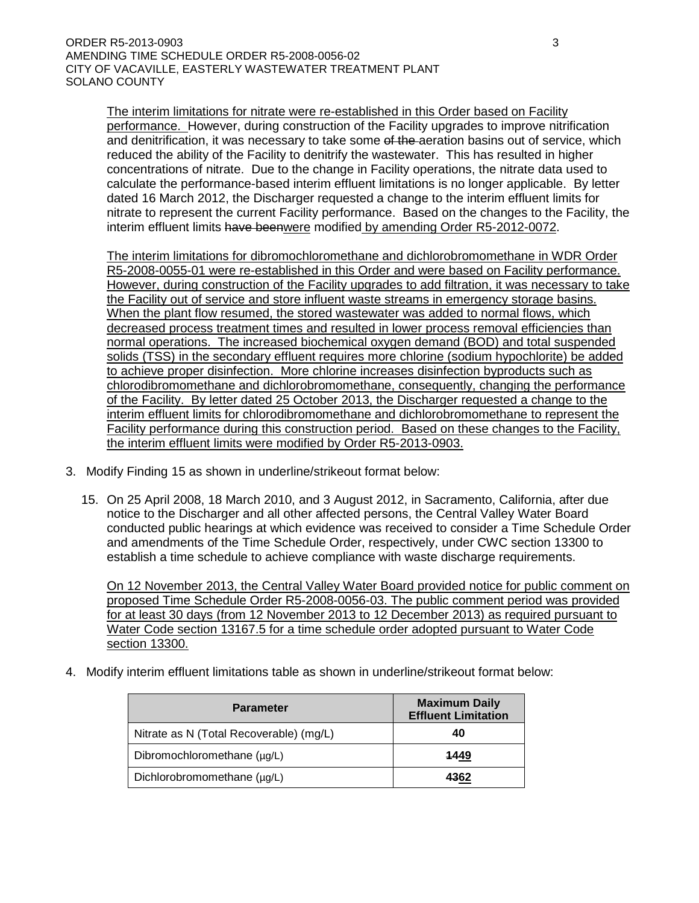The interim limitations for nitrate were re-established in this Order based on Facility performance. However, during construction of the Facility upgrades to improve nitrification and denitrification, it was necessary to take some ~~of the~~ aeration basins out of service, which reduced the ability of the Facility to denitrify the wastewater. This has resulted in higher concentrations of nitrate. Due to the change in Facility operations, the nitrate data used to calculate the performance-based interim effluent limitations is no longer applicable. By letter dated 16 March 2012, the Discharger requested a change to the interim effluent limits for nitrate to represent the current Facility performance. Based on the changes to the Facility, the interim effluent limits ~~have been~~were modified by amending Order R5-2012-0072.

The interim limitations for dibromochloromethane and dichlorobromomethane in WDR Order R5-2008-0055-01 were re-established in this Order and were based on Facility performance. However, during construction of the Facility upgrades to add filtration, it was necessary to take the Facility out of service and store influent waste streams in emergency storage basins. When the plant flow resumed, the stored wastewater was added to normal flows, which decreased process treatment times and resulted in lower process removal efficiencies than normal operations. The increased biochemical oxygen demand (BOD) and total suspended solids (TSS) in the secondary effluent requires more chlorine (sodium hypochlorite) be added to achieve proper disinfection. More chlorine increases disinfection byproducts such as chlorodibromomethane and dichlorobromomethane, consequently, changing the performance of the Facility. By letter dated 25 October 2013, the Discharger requested a change to the interim effluent limits for chlorodibromomethane and dichlorobromomethane to represent the Facility performance during this construction period. Based on these changes to the Facility, the interim effluent limits were modified by Order R5-2013-0903.

3. Modify Finding 15 as shown in underline/strikeout format below:

   15. On 25 April 2008, 18 March 2010, and 3 August 2012, in Sacramento, California, after due notice to the Discharger and all other affected persons, the Central Valley Water Board conducted public hearings at which evidence was received to consider a Time Schedule Order and amendments of the Time Schedule Order, respectively, under CWC section 13300 to establish a time schedule to achieve compliance with waste discharge requirements.

   On 12 November 2013, the Central Valley Water Board provided notice for public comment on proposed Time Schedule Order R5-2008-0056-03. The public comment period was provided for at least 30 days (from 12 November 2013 to 12 December 2013) as required pursuant to Water Code section 13167.5 for a time schedule order adopted pursuant to Water Code section 13300.

4. Modify interim effluent limitations table as shown in underline/strikeout format below:

| Parameter | Maximum Daily Effluent Limitation |
|---|---|
| Nitrate as N (Total Recoverable) (mg/L) | **40** |
| Dibromochloromethane (µg/L) | **~~14~~49** |
| Dichlorobromomethane (µg/L) | **~~43~~62** |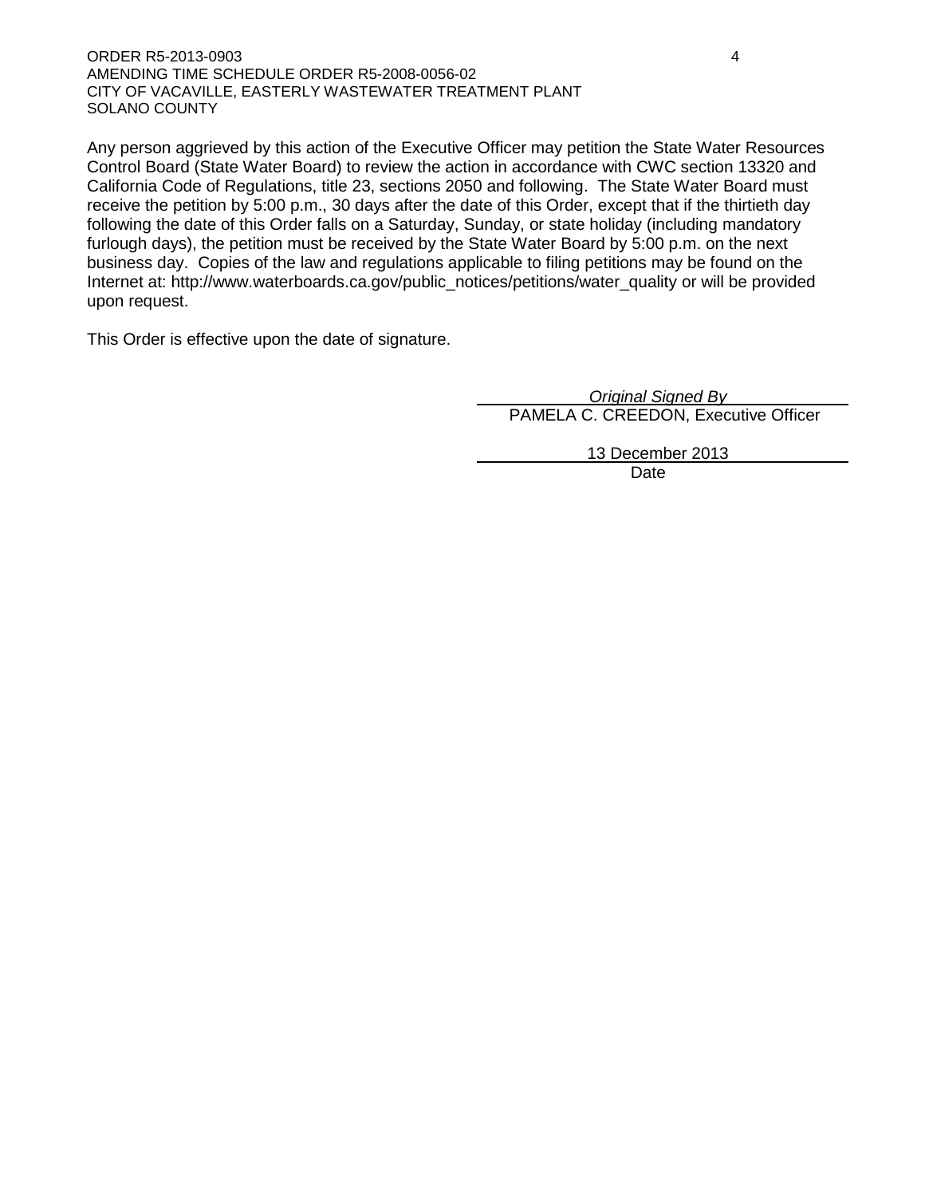Any person aggrieved by this action of the Executive Officer may petition the State Water Resources Control Board (State Water Board) to review the action in accordance with CWC section 13320 and California Code of Regulations, title 23, sections 2050 and following. The State Water Board must receive the petition by 5:00 p.m., 30 days after the date of this Order, except that if the thirtieth day following the date of this Order falls on a Saturday, Sunday, or state holiday (including mandatory furlough days), the petition must be received by the State Water Board by 5:00 p.m. on the next business day. Copies of the law and regulations applicable to filing petitions may be found on the Internet at: http://www.waterboards.ca.gov/public_notices/petitions/water_quality or will be provided upon request.

This Order is effective upon the date of signature.

*Original Signed By*
PAMELA C. CREEDON, Executive Officer

13 December 2013
Date